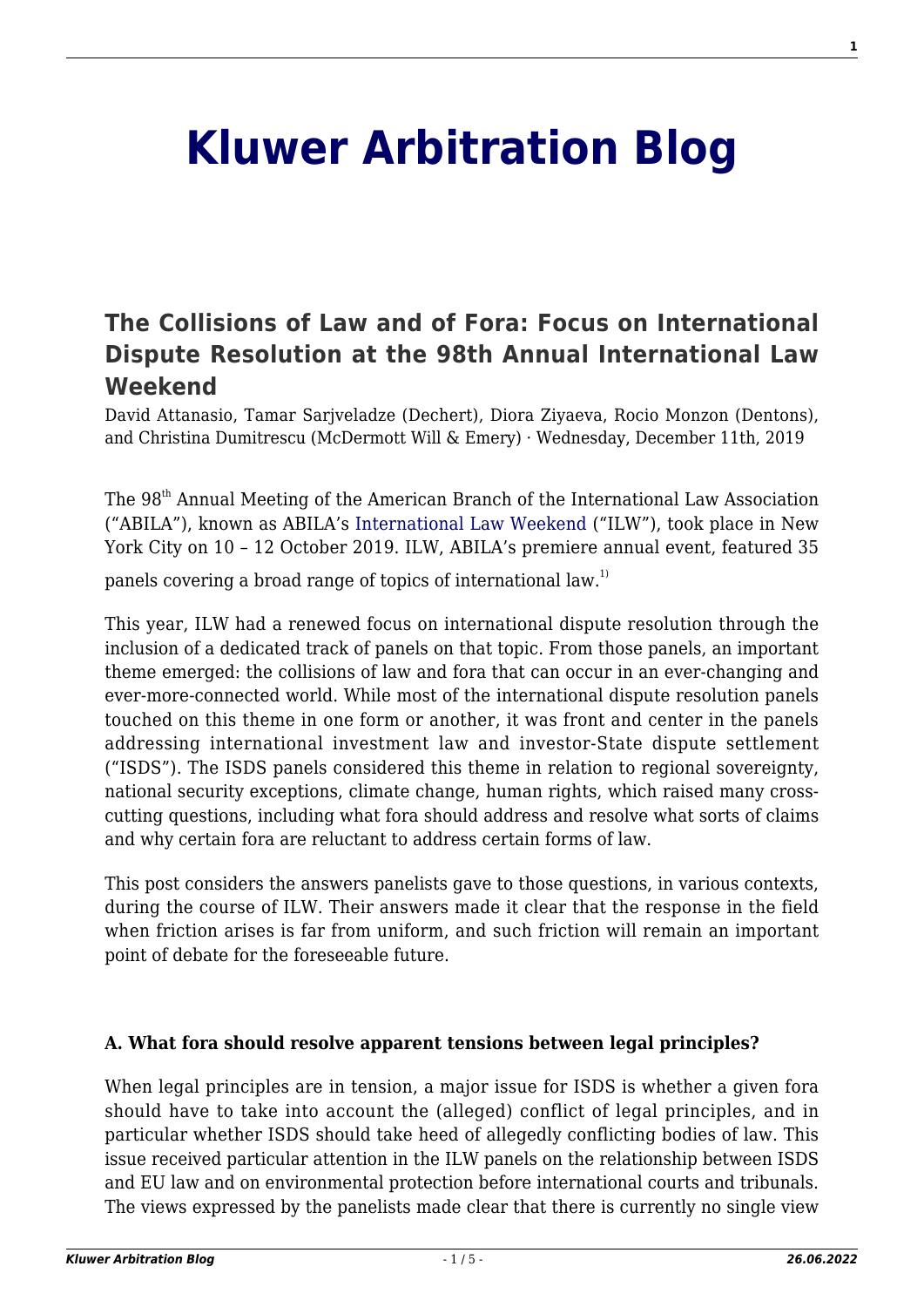# Kluwer Arbitration Blog

## The Collisions of Law and of Fora: Focus on International Dispute Resolution at the 98th Annual International Law Weekend

David Attanasio, Tamar Sarjveladze (Dechert), Diora Ziyaeva, Rocio Monzon (Dentons), and Christina Dumitrescu (McDermott Will & Emery) · Wednesday, December 11th, 2019

The 98th Annual Meeting of the American Branch of the International Law Association ("ABILA"), known as ABILA's International Law Weekend ("ILW"), took place in New York City on 10 – 12 October 2019. ILW, ABILA's premiere annual event, featured 35 panels covering a broad range of topics of international law.[1)]

This year, ILW had a renewed focus on international dispute resolution through the inclusion of a dedicated track of panels on that topic. From those panels, an important theme emerged: the collisions of law and fora that can occur in an ever-changing and ever-more-connected world. While most of the international dispute resolution panels touched on this theme in one form or another, it was front and center in the panels addressing international investment law and investor-State dispute settlement ("ISDS"). The ISDS panels considered this theme in relation to regional sovereignty, national security exceptions, climate change, human rights, which raised many cross-cutting questions, including what fora should address and resolve what sorts of claims and why certain fora are reluctant to address certain forms of law.

This post considers the answers panelists gave to those questions, in various contexts, during the course of ILW. Their answers made it clear that the response in the field when friction arises is far from uniform, and such friction will remain an important point of debate for the foreseeable future.

**A. What fora should resolve apparent tensions between legal principles?**

When legal principles are in tension, a major issue for ISDS is whether a given fora should have to take into account the (alleged) conflict of legal principles, and in particular whether ISDS should take heed of allegedly conflicting bodies of law. This issue received particular attention in the ILW panels on the relationship between ISDS and EU law and on environmental protection before international courts and tribunals. The views expressed by the panelists made clear that there is currently no single view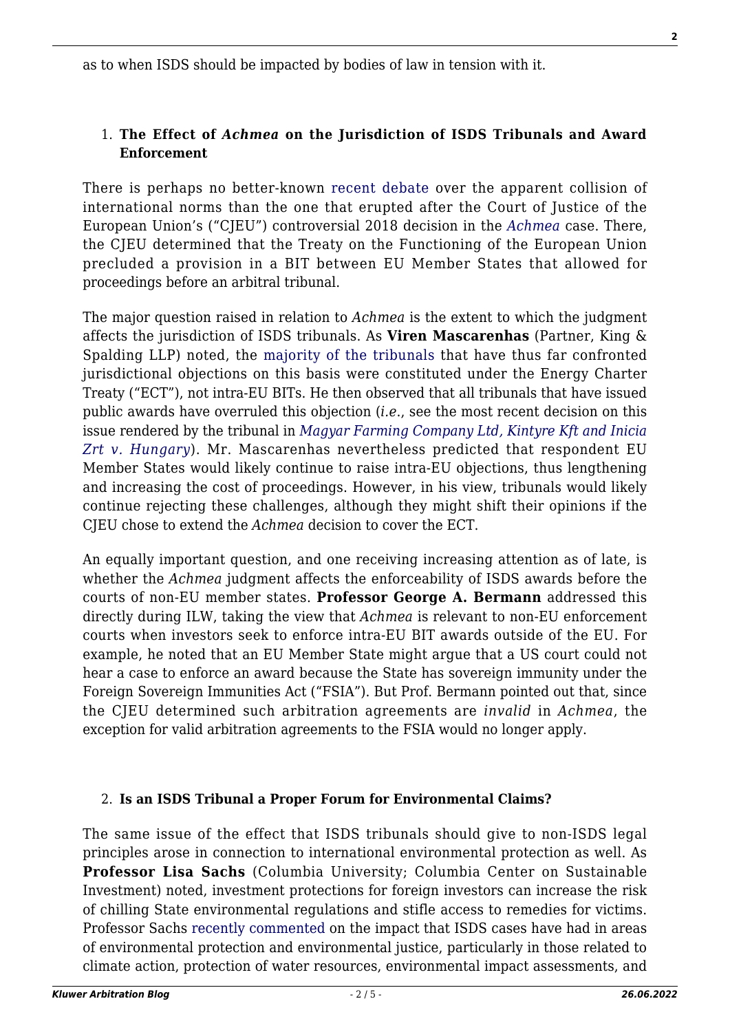as to when ISDS should be impacted by bodies of law in tension with it.

1. **The Effect of *Achmea* on the Jurisdiction of ISDS Tribunals and Award Enforcement**

There is perhaps no better-known recent debate over the apparent collision of international norms than the one that erupted after the Court of Justice of the European Union's ("CJEU") controversial 2018 decision in the *Achmea* case. There, the CJEU determined that the Treaty on the Functioning of the European Union precluded a provision in a BIT between EU Member States that allowed for proceedings before an arbitral tribunal.

The major question raised in relation to *Achmea* is the extent to which the judgment affects the jurisdiction of ISDS tribunals. As **Viren Mascarenhas** (Partner, King & Spalding LLP) noted, the majority of the tribunals that have thus far confronted jurisdictional objections on this basis were constituted under the Energy Charter Treaty ("ECT"), not intra-EU BITs. He then observed that all tribunals that have issued public awards have overruled this objection (*i.e.*, see the most recent decision on this issue rendered by the tribunal in *Magyar Farming Company Ltd, Kintyre Kft and Inicia Zrt v. Hungary*). Mr. Mascarenhas nevertheless predicted that respondent EU Member States would likely continue to raise intra-EU objections, thus lengthening and increasing the cost of proceedings. However, in his view, tribunals would likely continue rejecting these challenges, although they might shift their opinions if the CJEU chose to extend the *Achmea* decision to cover the ECT.

An equally important question, and one receiving increasing attention as of late, is whether the *Achmea* judgment affects the enforceability of ISDS awards before the courts of non-EU member states. **Professor George A. Bermann** addressed this directly during ILW, taking the view that *Achmea* is relevant to non-EU enforcement courts when investors seek to enforce intra-EU BIT awards outside of the EU. For example, he noted that an EU Member State might argue that a US court could not hear a case to enforce an award because the State has sovereign immunity under the Foreign Sovereign Immunities Act ("FSIA"). But Prof. Bermann pointed out that, since the CJEU determined such arbitration agreements are *invalid* in *Achmea*, the exception for valid arbitration agreements to the FSIA would no longer apply.

2. **Is an ISDS Tribunal a Proper Forum for Environmental Claims?**

The same issue of the effect that ISDS tribunals should give to non-ISDS legal principles arose in connection to international environmental protection as well. As **Professor Lisa Sachs** (Columbia University; Columbia Center on Sustainable Investment) noted, investment protections for foreign investors can increase the risk of chilling State environmental regulations and stifle access to remedies for victims. Professor Sachs recently commented on the impact that ISDS cases have had in areas of environmental protection and environmental justice, particularly in those related to climate action, protection of water resources, environmental impact assessments, and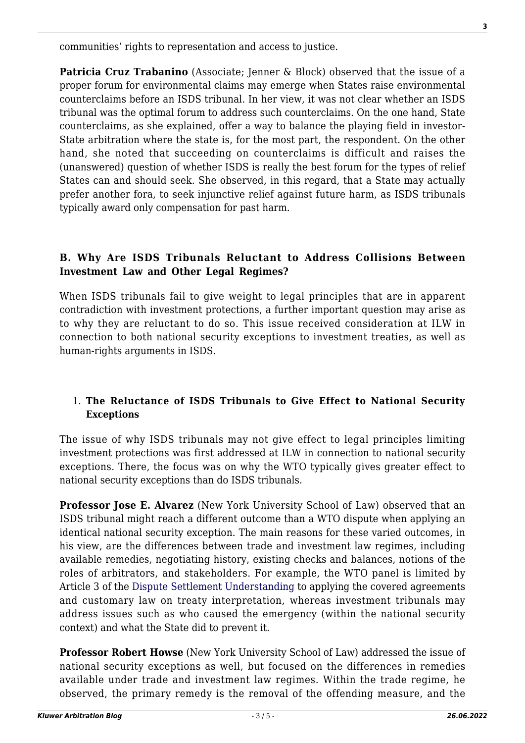communities' rights to representation and access to justice.

**Patricia Cruz Trabanino** (Associate; Jenner & Block) observed that the issue of a proper forum for environmental claims may emerge when States raise environmental counterclaims before an ISDS tribunal. In her view, it was not clear whether an ISDS tribunal was the optimal forum to address such counterclaims. On the one hand, State counterclaims, as she explained, offer a way to balance the playing field in investor-State arbitration where the state is, for the most part, the respondent. On the other hand, she noted that succeeding on counterclaims is difficult and raises the (unanswered) question of whether ISDS is really the best forum for the types of relief States can and should seek. She observed, in this regard, that a State may actually prefer another fora, to seek injunctive relief against future harm, as ISDS tribunals typically award only compensation for past harm.

### B. Why Are ISDS Tribunals Reluctant to Address Collisions Between Investment Law and Other Legal Regimes?

When ISDS tribunals fail to give weight to legal principles that are in apparent contradiction with investment protections, a further important question may arise as to why they are reluctant to do so. This issue received consideration at ILW in connection to both national security exceptions to investment treaties, as well as human-rights arguments in ISDS.

#### 1. The Reluctance of ISDS Tribunals to Give Effect to National Security Exceptions

The issue of why ISDS tribunals may not give effect to legal principles limiting investment protections was first addressed at ILW in connection to national security exceptions. There, the focus was on why the WTO typically gives greater effect to national security exceptions than do ISDS tribunals.

**Professor Jose E. Alvarez** (New York University School of Law) observed that an ISDS tribunal might reach a different outcome than a WTO dispute when applying an identical national security exception. The main reasons for these varied outcomes, in his view, are the differences between trade and investment law regimes, including available remedies, negotiating history, existing checks and balances, notions of the roles of arbitrators, and stakeholders. For example, the WTO panel is limited by Article 3 of the Dispute Settlement Understanding to applying the covered agreements and customary law on treaty interpretation, whereas investment tribunals may address issues such as who caused the emergency (within the national security context) and what the State did to prevent it.

**Professor Robert Howse** (New York University School of Law) addressed the issue of national security exceptions as well, but focused on the differences in remedies available under trade and investment law regimes. Within the trade regime, he observed, the primary remedy is the removal of the offending measure, and the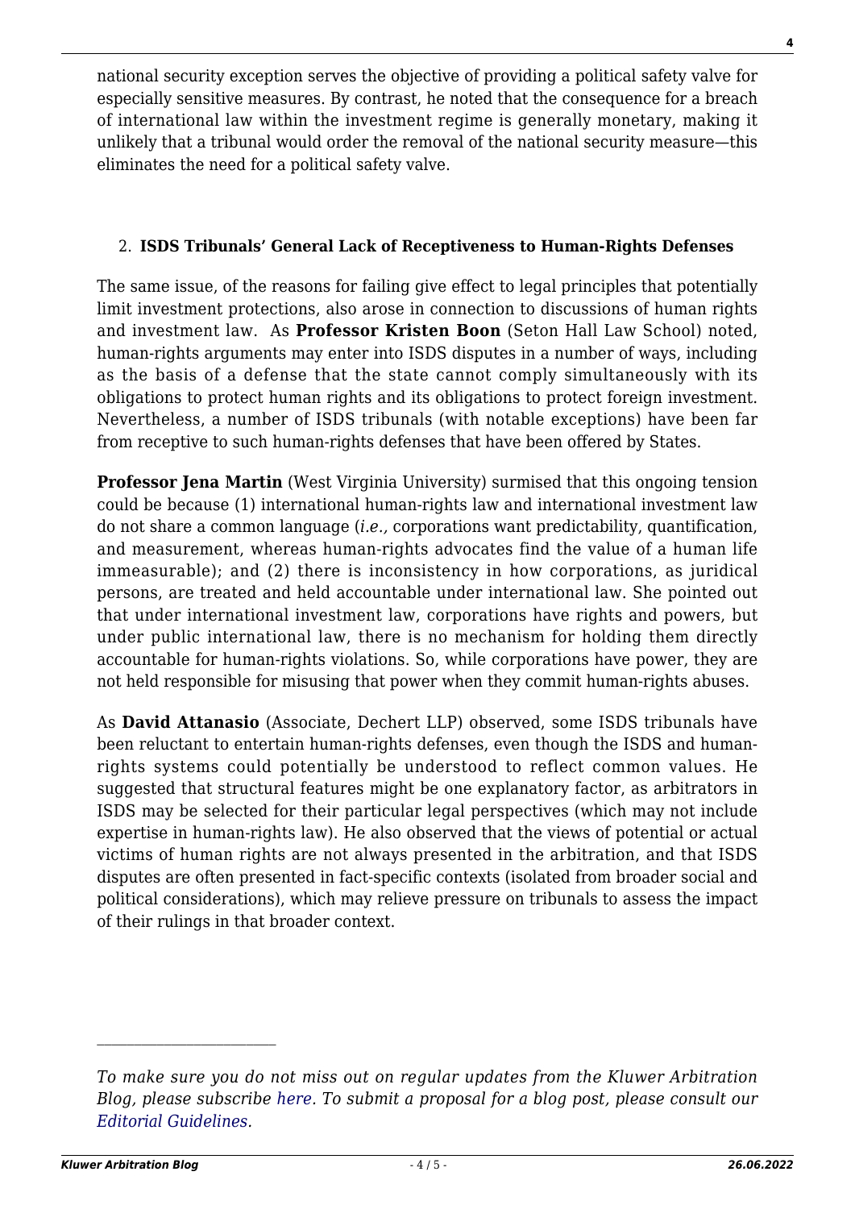national security exception serves the objective of providing a political safety valve for especially sensitive measures. By contrast, he noted that the consequence for a breach of international law within the investment regime is generally monetary, making it unlikely that a tribunal would order the removal of the national security measure—this eliminates the need for a political safety valve.

2. **ISDS Tribunals' General Lack of Receptiveness to Human-Rights Defenses**

The same issue, of the reasons for failing give effect to legal principles that potentially limit investment protections, also arose in connection to discussions of human rights and investment law. As **Professor Kristen Boon** (Seton Hall Law School) noted, human-rights arguments may enter into ISDS disputes in a number of ways, including as the basis of a defense that the state cannot comply simultaneously with its obligations to protect human rights and its obligations to protect foreign investment. Nevertheless, a number of ISDS tribunals (with notable exceptions) have been far from receptive to such human-rights defenses that have been offered by States.

**Professor Jena Martin** (West Virginia University) surmised that this ongoing tension could be because (1) international human-rights law and international investment law do not share a common language (*i.e.,* corporations want predictability, quantification, and measurement, whereas human-rights advocates find the value of a human life immeasurable); and (2) there is inconsistency in how corporations, as juridical persons, are treated and held accountable under international law. She pointed out that under international investment law, corporations have rights and powers, but under public international law, there is no mechanism for holding them directly accountable for human-rights violations. So, while corporations have power, they are not held responsible for misusing that power when they commit human-rights abuses.

As **David Attanasio** (Associate, Dechert LLP) observed, some ISDS tribunals have been reluctant to entertain human-rights defenses, even though the ISDS and human-rights systems could potentially be understood to reflect common values. He suggested that structural features might be one explanatory factor, as arbitrators in ISDS may be selected for their particular legal perspectives (which may not include expertise in human-rights law). He also observed that the views of potential or actual victims of human rights are not always presented in the arbitration, and that ISDS disputes are often presented in fact-specific contexts (isolated from broader social and political considerations), which may relieve pressure on tribunals to assess the impact of their rulings in that broader context.

---

*To make sure you do not miss out on regular updates from the Kluwer Arbitration Blog, please subscribe here. To submit a proposal for a blog post, please consult our Editorial Guidelines.*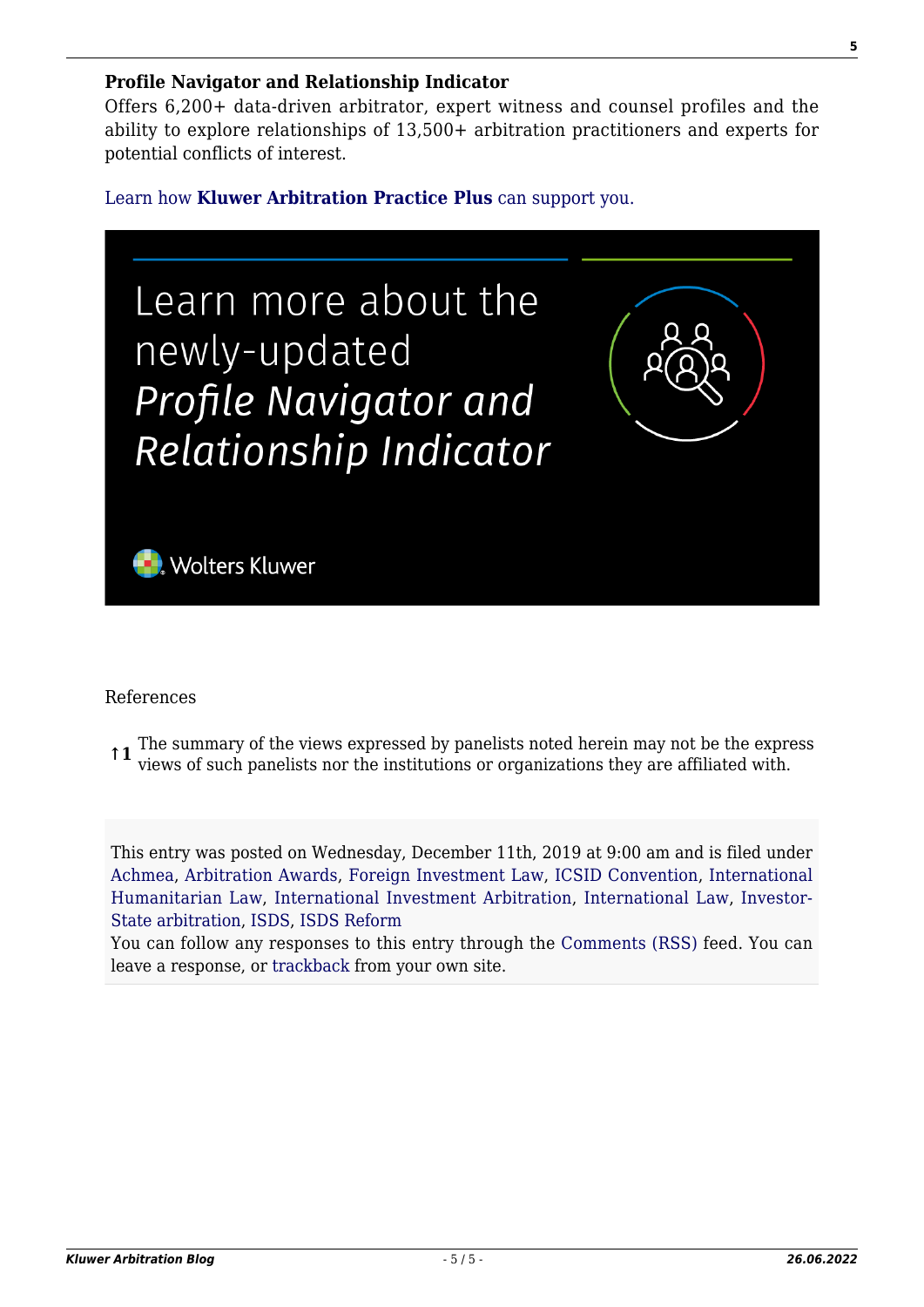**Profile Navigator and Relationship Indicator**
Offers 6,200+ data-driven arbitrator, expert witness and counsel profiles and the ability to explore relationships of 13,500+ arbitration practitioners and experts for potential conflicts of interest.

Learn how **Kluwer Arbitration Practice Plus** can support you.

Learn more about the newly-updated *Profile Navigator and Relationship Indicator*

Wolters Kluwer

References

↑1 The summary of the views expressed by panelists noted herein may not be the express views of such panelists nor the institutions or organizations they are affiliated with.

This entry was posted on Wednesday, December 11th, 2019 at 9:00 am and is filed under Achmea, Arbitration Awards, Foreign Investment Law, ICSID Convention, International Humanitarian Law, International Investment Arbitration, International Law, Investor-State arbitration, ISDS, ISDS Reform
You can follow any responses to this entry through the Comments (RSS) feed. You can leave a response, or trackback from your own site.